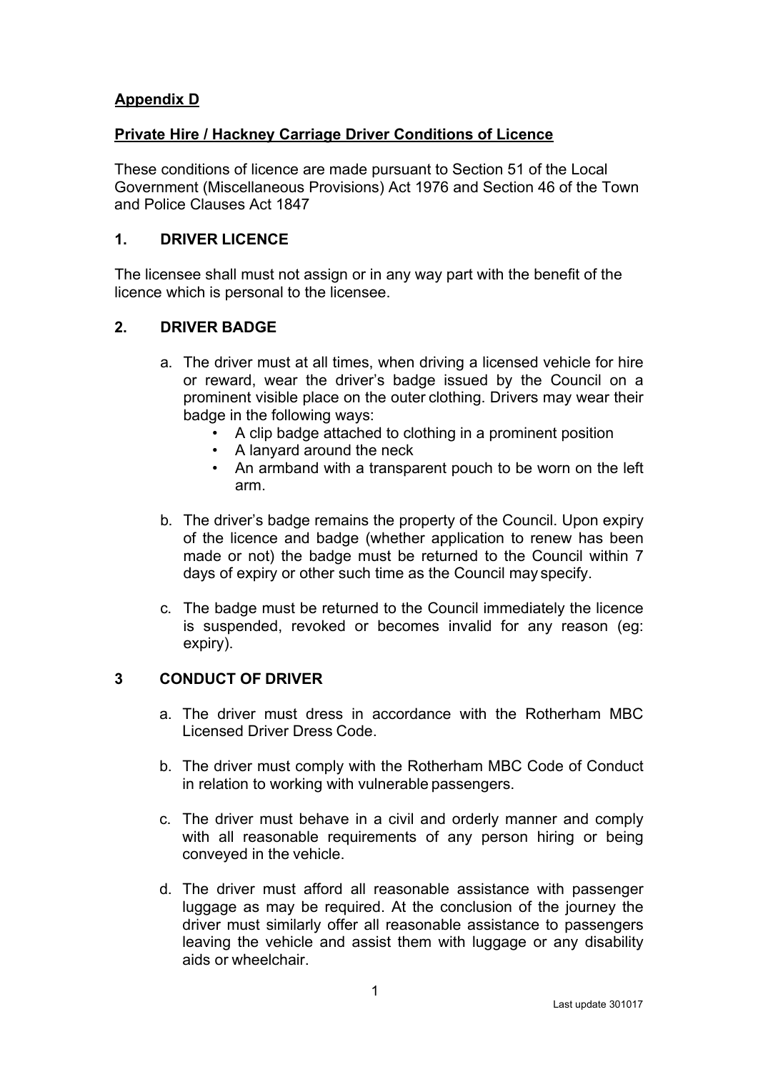**Appendix D**

**Private Hire / Hackney Carriage Driver Conditions of Licence**

These conditions of licence are made pursuant to Section 51 of the Local Government (Miscellaneous Provisions) Act 1976 and Section 46 of the Town and Police Clauses Act 1847

## 1. DRIVER LICENCE

The licensee shall must not assign or in any way part with the benefit of the licence which is personal to the licensee.

## 2. DRIVER BADGE

a. The driver must at all times, when driving a licensed vehicle for hire or reward, wear the driver's badge issued by the Council on a prominent visible place on the outer clothing. Drivers may wear their badge in the following ways:
   - A clip badge attached to clothing in a prominent position
   - A lanyard around the neck
   - An armband with a transparent pouch to be worn on the left arm.

b. The driver's badge remains the property of the Council. Upon expiry of the licence and badge (whether application to renew has been made or not) the badge must be returned to the Council within 7 days of expiry or other such time as the Council may specify.

c. The badge must be returned to the Council immediately the licence is suspended, revoked or becomes invalid for any reason (eg: expiry).

## 3 CONDUCT OF DRIVER

a. The driver must dress in accordance with the Rotherham MBC Licensed Driver Dress Code.

b. The driver must comply with the Rotherham MBC Code of Conduct in relation to working with vulnerable passengers.

c. The driver must behave in a civil and orderly manner and comply with all reasonable requirements of any person hiring or being conveyed in the vehicle.

d. The driver must afford all reasonable assistance with passenger luggage as may be required. At the conclusion of the journey the driver must similarly offer all reasonable assistance to passengers leaving the vehicle and assist them with luggage or any disability aids or wheelchair.

Last update 301017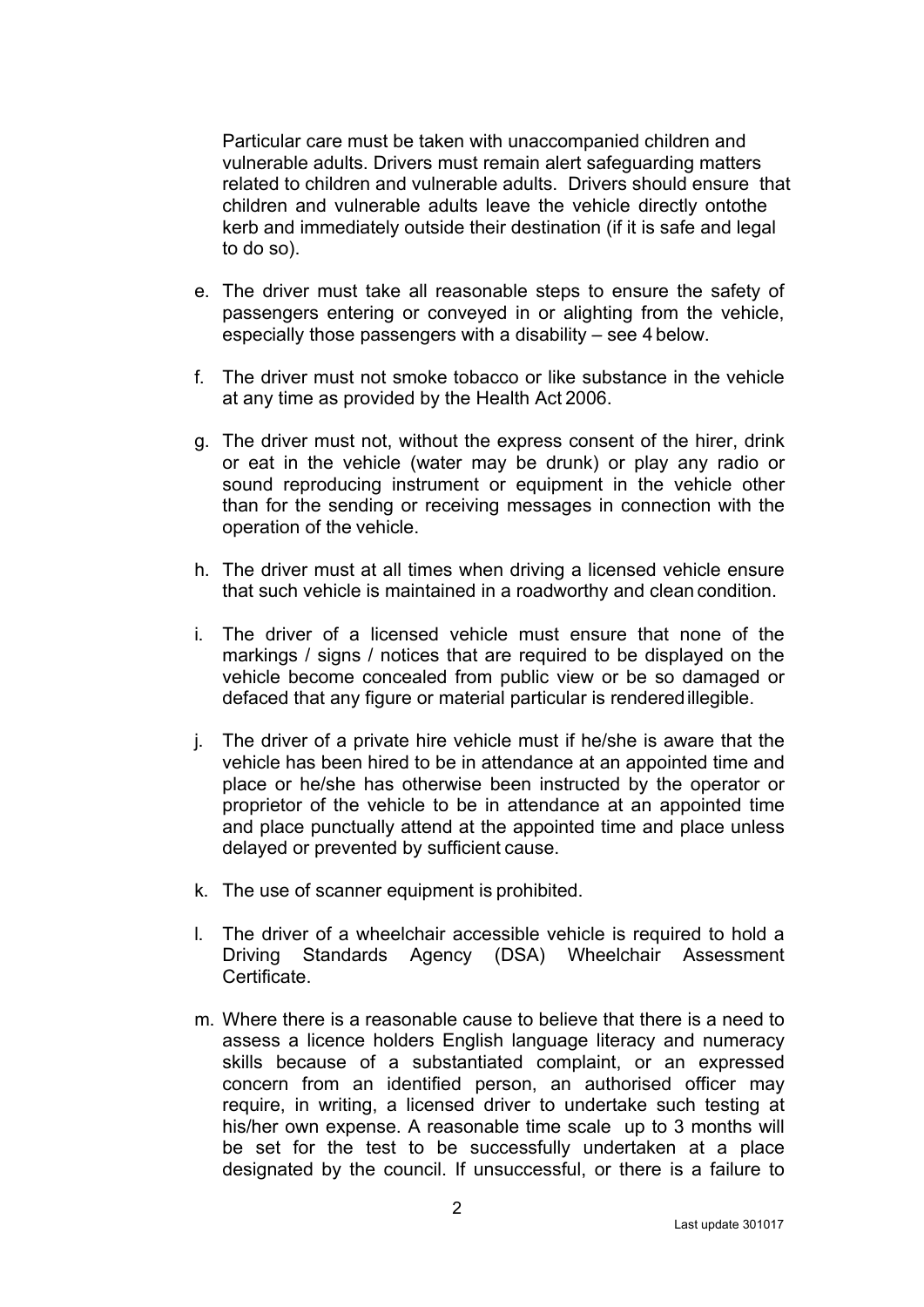Particular care must be taken with unaccompanied children and vulnerable adults. Drivers must remain alert safeguarding matters related to children and vulnerable adults. Drivers should ensure that children and vulnerable adults leave the vehicle directly ontothe kerb and immediately outside their destination (if it is safe and legal to do so).

e. The driver must take all reasonable steps to ensure the safety of passengers entering or conveyed in or alighting from the vehicle, especially those passengers with a disability – see 4 below.

f. The driver must not smoke tobacco or like substance in the vehicle at any time as provided by the Health Act 2006.

g. The driver must not, without the express consent of the hirer, drink or eat in the vehicle (water may be drunk) or play any radio or sound reproducing instrument or equipment in the vehicle other than for the sending or receiving messages in connection with the operation of the vehicle.

h. The driver must at all times when driving a licensed vehicle ensure that such vehicle is maintained in a roadworthy and clean condition.

i. The driver of a licensed vehicle must ensure that none of the markings / signs / notices that are required to be displayed on the vehicle become concealed from public view or be so damaged or defaced that any figure or material particular is rendered illegible.

j. The driver of a private hire vehicle must if he/she is aware that the vehicle has been hired to be in attendance at an appointed time and place or he/she has otherwise been instructed by the operator or proprietor of the vehicle to be in attendance at an appointed time and place punctually attend at the appointed time and place unless delayed or prevented by sufficient cause.

k. The use of scanner equipment is prohibited.

l. The driver of a wheelchair accessible vehicle is required to hold a Driving Standards Agency (DSA) Wheelchair Assessment Certificate.

m. Where there is a reasonable cause to believe that there is a need to assess a licence holders English language literacy and numeracy skills because of a substantiated complaint, or an expressed concern from an identified person, an authorised officer may require, in writing, a licensed driver to undertake such testing at his/her own expense. A reasonable time scale up to 3 months will be set for the test to be successfully undertaken at a place designated by the council. If unsuccessful, or there is a failure to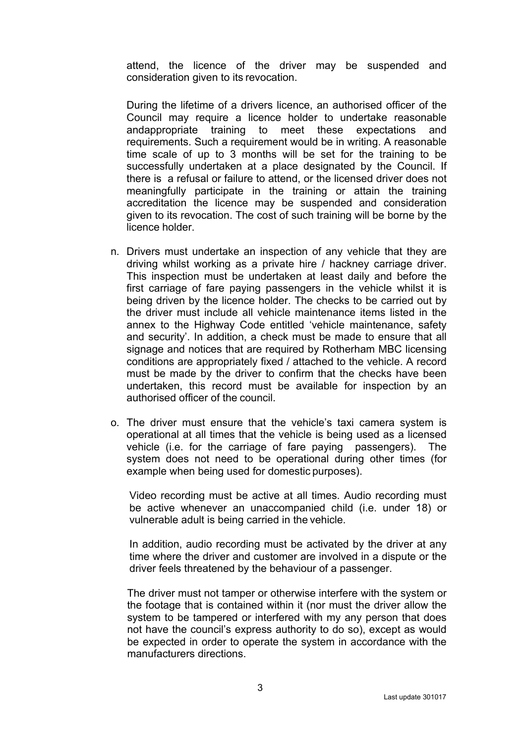attend, the licence of the driver may be suspended and consideration given to its revocation.

During the lifetime of a drivers licence, an authorised officer of the Council may require a licence holder to undertake reasonable andappropriate training to meet these expectations and requirements. Such a requirement would be in writing. A reasonable time scale of up to 3 months will be set for the training to be successfully undertaken at a place designated by the Council. If there is a refusal or failure to attend, or the licensed driver does not meaningfully participate in the training or attain the training accreditation the licence may be suspended and consideration given to its revocation. The cost of such training will be borne by the licence holder.

n. Drivers must undertake an inspection of any vehicle that they are driving whilst working as a private hire / hackney carriage driver. This inspection must be undertaken at least daily and before the first carriage of fare paying passengers in the vehicle whilst it is being driven by the licence holder. The checks to be carried out by the driver must include all vehicle maintenance items listed in the annex to the Highway Code entitled 'vehicle maintenance, safety and security'. In addition, a check must be made to ensure that all signage and notices that are required by Rotherham MBC licensing conditions are appropriately fixed / attached to the vehicle. A record must be made by the driver to confirm that the checks have been undertaken, this record must be available for inspection by an authorised officer of the council.

o. The driver must ensure that the vehicle's taxi camera system is operational at all times that the vehicle is being used as a licensed vehicle (i.e. for the carriage of fare paying passengers). The system does not need to be operational during other times (for example when being used for domestic purposes).

   Video recording must be active at all times. Audio recording must be active whenever an unaccompanied child (i.e. under 18) or vulnerable adult is being carried in the vehicle.

   In addition, audio recording must be activated by the driver at any time where the driver and customer are involved in a dispute or the driver feels threatened by the behaviour of a passenger.

   The driver must not tamper or otherwise interfere with the system or the footage that is contained within it (nor must the driver allow the system to be tampered or interfered with my any person that does not have the council's express authority to do so), except as would be expected in order to operate the system in accordance with the manufacturers directions.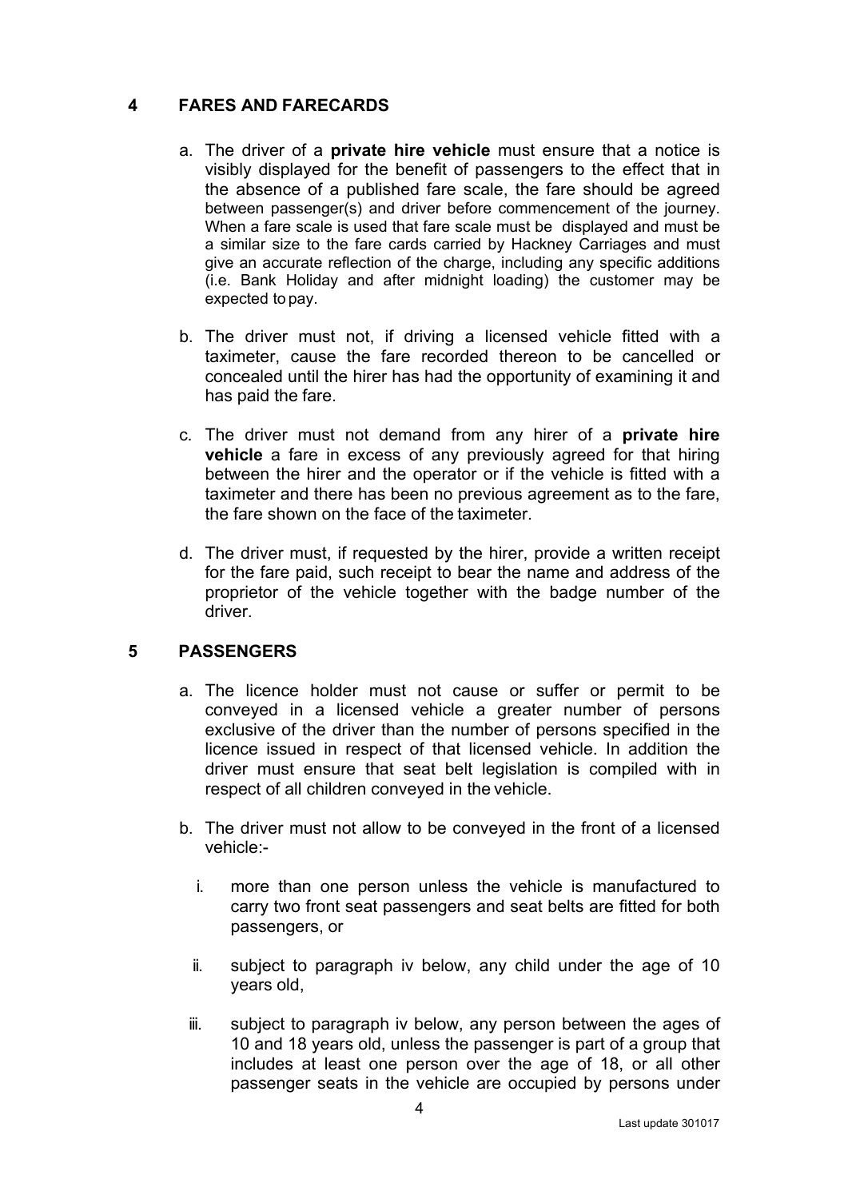## 4 FARES AND FARECARDS

a. The driver of a **private hire vehicle** must ensure that a notice is visibly displayed for the benefit of passengers to the effect that in the absence of a published fare scale, the fare should be agreed between passenger(s) and driver before commencement of the journey. When a fare scale is used that fare scale must be displayed and must be a similar size to the fare cards carried by Hackney Carriages and must give an accurate reflection of the charge, including any specific additions (i.e. Bank Holiday and after midnight loading) the customer may be expected to pay.

b. The driver must not, if driving a licensed vehicle fitted with a taximeter, cause the fare recorded thereon to be cancelled or concealed until the hirer has had the opportunity of examining it and has paid the fare.

c. The driver must not demand from any hirer of a **private hire vehicle** a fare in excess of any previously agreed for that hiring between the hirer and the operator or if the vehicle is fitted with a taximeter and there has been no previous agreement as to the fare, the fare shown on the face of the taximeter.

d. The driver must, if requested by the hirer, provide a written receipt for the fare paid, such receipt to bear the name and address of the proprietor of the vehicle together with the badge number of the driver.

## 5 PASSENGERS

a. The licence holder must not cause or suffer or permit to be conveyed in a licensed vehicle a greater number of persons exclusive of the driver than the number of persons specified in the licence issued in respect of that licensed vehicle. In addition the driver must ensure that seat belt legislation is compiled with in respect of all children conveyed in the vehicle.

b. The driver must not allow to be conveyed in the front of a licensed vehicle:-

   i. more than one person unless the vehicle is manufactured to carry two front seat passengers and seat belts are fitted for both passengers, or

   ii. subject to paragraph iv below, any child under the age of 10 years old,

   iii. subject to paragraph iv below, any person between the ages of 10 and 18 years old, unless the passenger is part of a group that includes at least one person over the age of 18, or all other passenger seats in the vehicle are occupied by persons under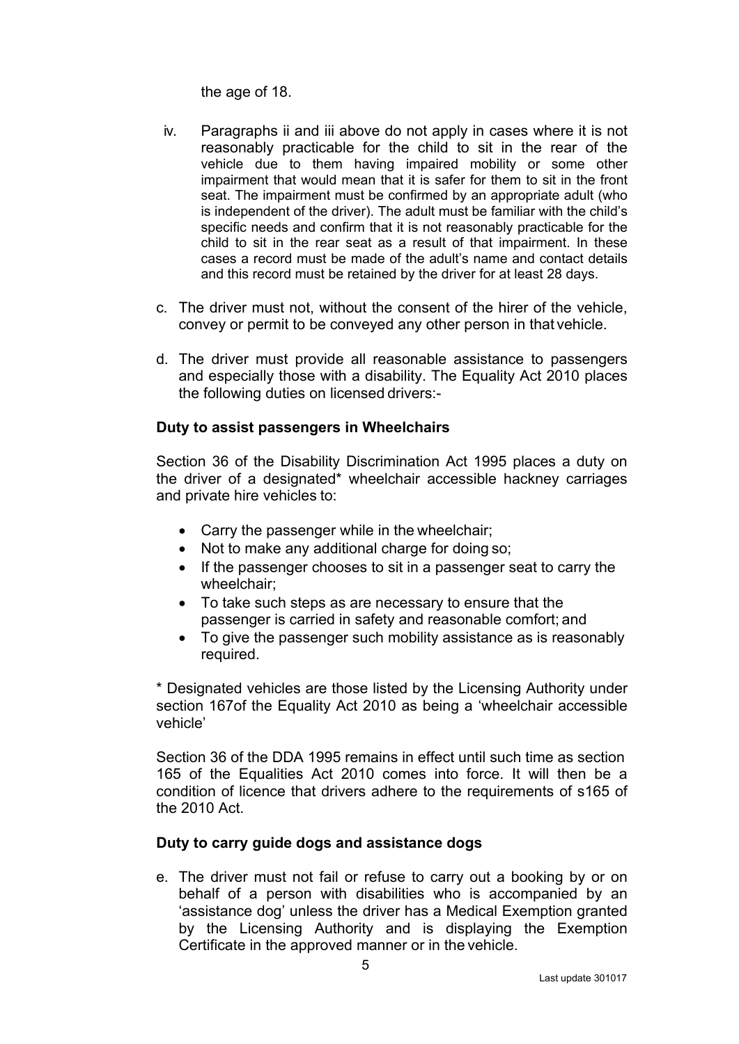the age of 18.

iv. Paragraphs ii and iii above do not apply in cases where it is not reasonably practicable for the child to sit in the rear of the vehicle due to them having impaired mobility or some other impairment that would mean that it is safer for them to sit in the front seat. The impairment must be confirmed by an appropriate adult (who is independent of the driver). The adult must be familiar with the child's specific needs and confirm that it is not reasonably practicable for the child to sit in the rear seat as a result of that impairment. In these cases a record must be made of the adult's name and contact details and this record must be retained by the driver for at least 28 days.

c. The driver must not, without the consent of the hirer of the vehicle, convey or permit to be conveyed any other person in that vehicle.

d. The driver must provide all reasonable assistance to passengers and especially those with a disability. The Equality Act 2010 places the following duties on licensed drivers:-

**Duty to assist passengers in Wheelchairs**

Section 36 of the Disability Discrimination Act 1995 places a duty on the driver of a designated* wheelchair accessible hackney carriages and private hire vehicles to:

- Carry the passenger while in the wheelchair;
- Not to make any additional charge for doing so;
- If the passenger chooses to sit in a passenger seat to carry the wheelchair;
- To take such steps as are necessary to ensure that the passenger is carried in safety and reasonable comfort; and
- To give the passenger such mobility assistance as is reasonably required.

* Designated vehicles are those listed by the Licensing Authority under section 167of the Equality Act 2010 as being a 'wheelchair accessible vehicle'

Section 36 of the DDA 1995 remains in effect until such time as section 165 of the Equalities Act 2010 comes into force. It will then be a condition of licence that drivers adhere to the requirements of s165 of the 2010 Act.

**Duty to carry guide dogs and assistance dogs**

e. The driver must not fail or refuse to carry out a booking by or on behalf of a person with disabilities who is accompanied by an 'assistance dog' unless the driver has a Medical Exemption granted by the Licensing Authority and is displaying the Exemption Certificate in the approved manner or in the vehicle.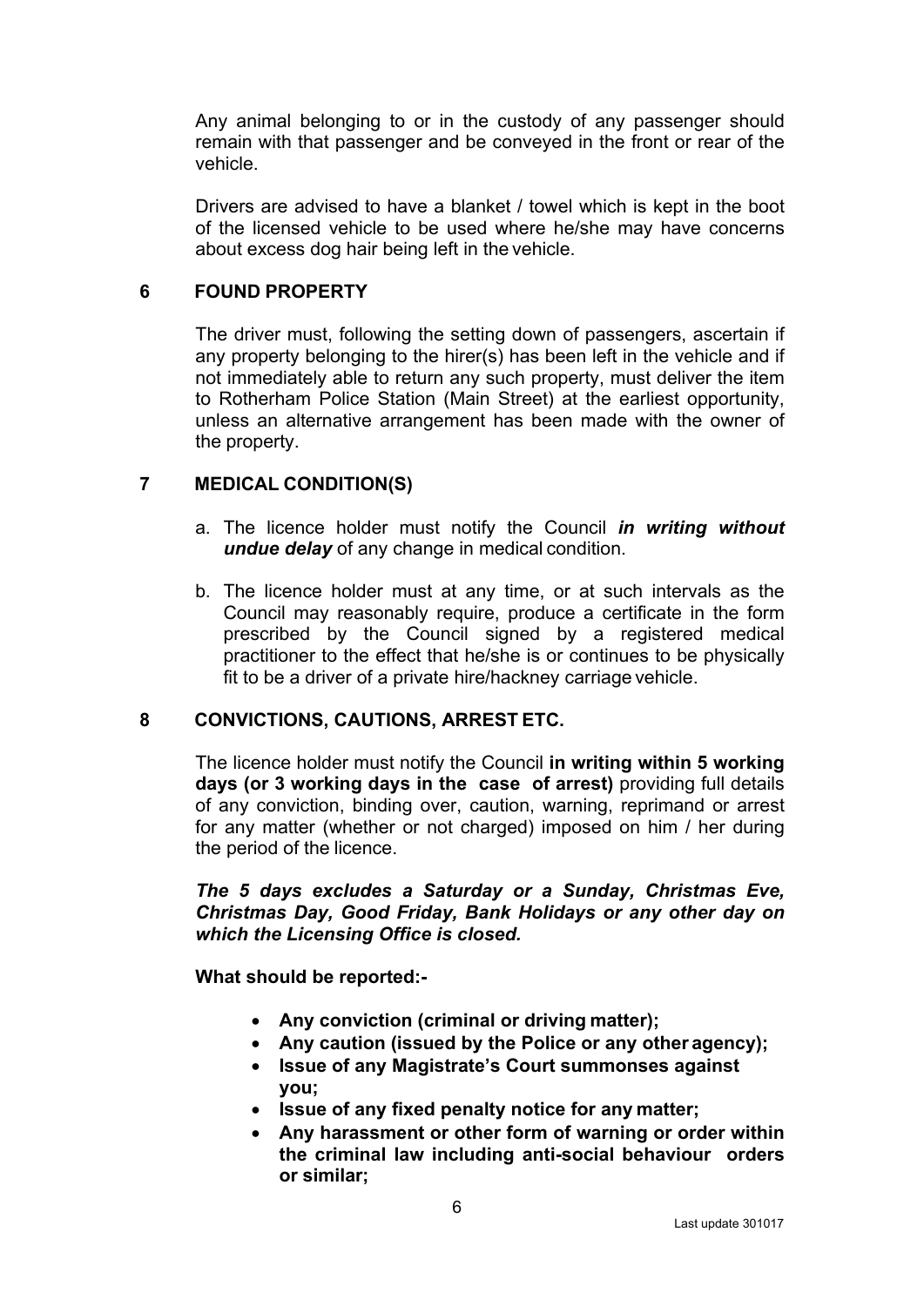Any animal belonging to or in the custody of any passenger should remain with that passenger and be conveyed in the front or rear of the vehicle.

Drivers are advised to have a blanket / towel which is kept in the boot of the licensed vehicle to be used where he/she may have concerns about excess dog hair being left in the vehicle.

## 6 FOUND PROPERTY

The driver must, following the setting down of passengers, ascertain if any property belonging to the hirer(s) has been left in the vehicle and if not immediately able to return any such property, must deliver the item to Rotherham Police Station (Main Street) at the earliest opportunity, unless an alternative arrangement has been made with the owner of the property.

## 7 MEDICAL CONDITION(S)

a. The licence holder must notify the Council ***in writing without undue delay*** of any change in medical condition.

b. The licence holder must at any time, or at such intervals as the Council may reasonably require, produce a certificate in the form prescribed by the Council signed by a registered medical practitioner to the effect that he/she is or continues to be physically fit to be a driver of a private hire/hackney carriage vehicle.

## 8 CONVICTIONS, CAUTIONS, ARREST ETC.

The licence holder must notify the Council **in writing within 5 working days (or 3 working days in the case of arrest)** providing full details of any conviction, binding over, caution, warning, reprimand or arrest for any matter (whether or not charged) imposed on him / her during the period of the licence.

***The 5 days excludes a Saturday or a Sunday, Christmas Eve, Christmas Day, Good Friday, Bank Holidays or any other day on which the Licensing Office is closed.***

**What should be reported:-**

- **Any conviction (criminal or driving matter);**
- **Any caution (issued by the Police or any other agency);**
- **Issue of any Magistrate's Court summonses against you;**
- **Issue of any fixed penalty notice for any matter;**
- **Any harassment or other form of warning or order within the criminal law including anti-social behaviour orders or similar;**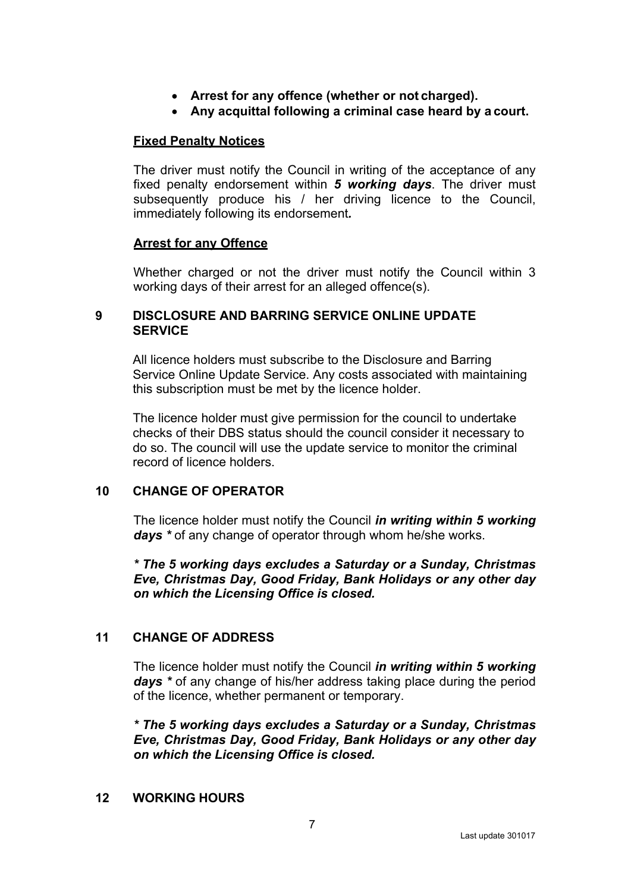- **Arrest for any offence (whether or not charged).**
- **Any acquittal following a criminal case heard by a court.**

**Fixed Penalty Notices**

The driver must notify the Council in writing of the acceptance of any fixed penalty endorsement within ***5 working days***. The driver must subsequently produce his / her driving licence to the Council, immediately following its endorsement***.***

**Arrest for any Offence**

Whether charged or not the driver must notify the Council within 3 working days of their arrest for an alleged offence(s).

## 9 DISCLOSURE AND BARRING SERVICE ONLINE UPDATE SERVICE

All licence holders must subscribe to the Disclosure and Barring Service Online Update Service. Any costs associated with maintaining this subscription must be met by the licence holder.

The licence holder must give permission for the council to undertake checks of their DBS status should the council consider it necessary to do so. The council will use the update service to monitor the criminal record of licence holders.

## 10 CHANGE OF OPERATOR

The licence holder must notify the Council ***in writing within 5 working days **** of any change of operator through whom he/she works.

***\* The 5 working days excludes a Saturday or a Sunday, Christmas Eve, Christmas Day, Good Friday, Bank Holidays or any other day on which the Licensing Office is closed.***

## 11 CHANGE OF ADDRESS

The licence holder must notify the Council ***in writing within 5 working days **** of any change of his/her address taking place during the period of the licence, whether permanent or temporary.

***\* The 5 working days excludes a Saturday or a Sunday, Christmas Eve, Christmas Day, Good Friday, Bank Holidays or any other day on which the Licensing Office is closed.***

## 12 WORKING HOURS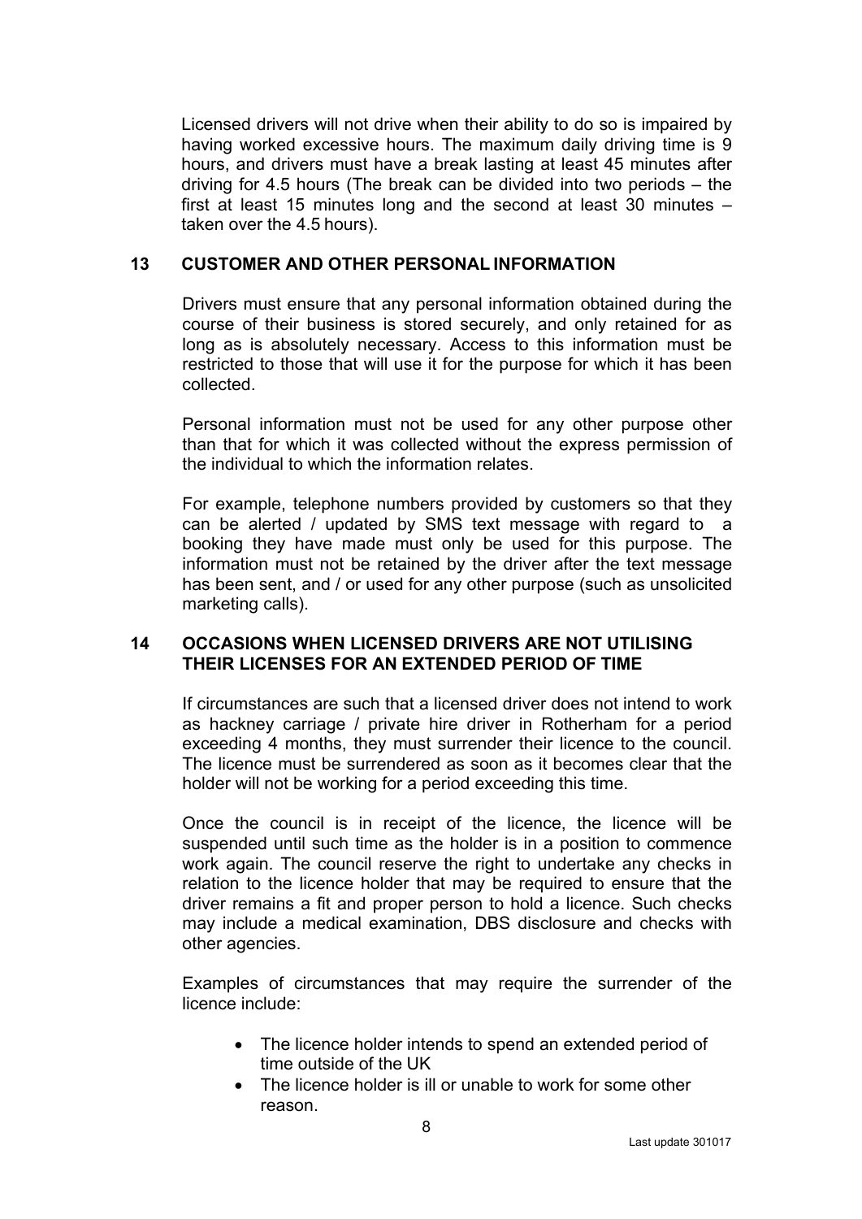Licensed drivers will not drive when their ability to do so is impaired by having worked excessive hours. The maximum daily driving time is 9 hours, and drivers must have a break lasting at least 45 minutes after driving for 4.5 hours (The break can be divided into two periods – the first at least 15 minutes long and the second at least 30 minutes – taken over the 4.5 hours).

## 13 CUSTOMER AND OTHER PERSONAL INFORMATION

Drivers must ensure that any personal information obtained during the course of their business is stored securely, and only retained for as long as is absolutely necessary. Access to this information must be restricted to those that will use it for the purpose for which it has been collected.

Personal information must not be used for any other purpose other than that for which it was collected without the express permission of the individual to which the information relates.

For example, telephone numbers provided by customers so that they can be alerted / updated by SMS text message with regard to a booking they have made must only be used for this purpose. The information must not be retained by the driver after the text message has been sent, and / or used for any other purpose (such as unsolicited marketing calls).

## 14 OCCASIONS WHEN LICENSED DRIVERS ARE NOT UTILISING THEIR LICENSES FOR AN EXTENDED PERIOD OF TIME

If circumstances are such that a licensed driver does not intend to work as hackney carriage / private hire driver in Rotherham for a period exceeding 4 months, they must surrender their licence to the council. The licence must be surrendered as soon as it becomes clear that the holder will not be working for a period exceeding this time.

Once the council is in receipt of the licence, the licence will be suspended until such time as the holder is in a position to commence work again. The council reserve the right to undertake any checks in relation to the licence holder that may be required to ensure that the driver remains a fit and proper person to hold a licence. Such checks may include a medical examination, DBS disclosure and checks with other agencies.

Examples of circumstances that may require the surrender of the licence include:

- The licence holder intends to spend an extended period of time outside of the UK
- The licence holder is ill or unable to work for some other reason.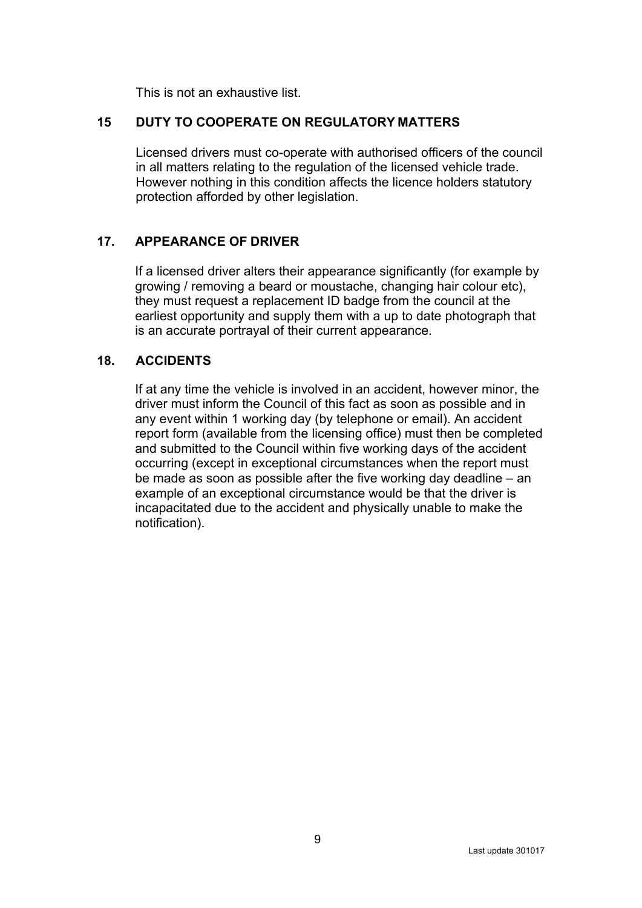This is not an exhaustive list.

## 15 DUTY TO COOPERATE ON REGULATORY MATTERS

Licensed drivers must co-operate with authorised officers of the council in all matters relating to the regulation of the licensed vehicle trade. However nothing in this condition affects the licence holders statutory protection afforded by other legislation.

## 17. APPEARANCE OF DRIVER

If a licensed driver alters their appearance significantly (for example by growing / removing a beard or moustache, changing hair colour etc), they must request a replacement ID badge from the council at the earliest opportunity and supply them with a up to date photograph that is an accurate portrayal of their current appearance.

## 18. ACCIDENTS

If at any time the vehicle is involved in an accident, however minor, the driver must inform the Council of this fact as soon as possible and in any event within 1 working day (by telephone or email). An accident report form (available from the licensing office) must then be completed and submitted to the Council within five working days of the accident occurring (except in exceptional circumstances when the report must be made as soon as possible after the five working day deadline – an example of an exceptional circumstance would be that the driver is incapacitated due to the accident and physically unable to make the notification).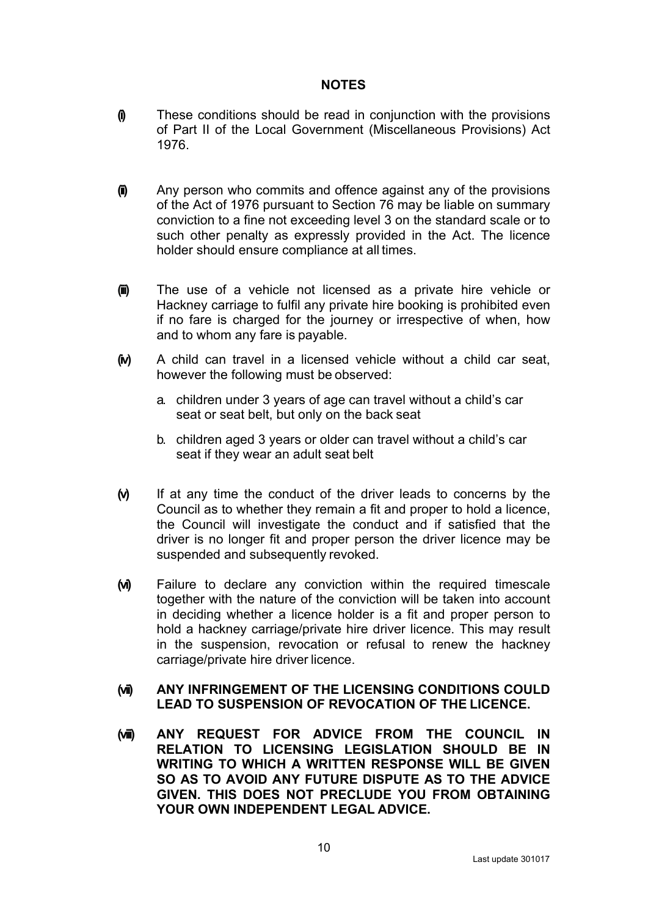## NOTES

(i) These conditions should be read in conjunction with the provisions of Part II of the Local Government (Miscellaneous Provisions) Act 1976.

(ii) Any person who commits and offence against any of the provisions of the Act of 1976 pursuant to Section 76 may be liable on summary conviction to a fine not exceeding level 3 on the standard scale or to such other penalty as expressly provided in the Act. The licence holder should ensure compliance at all times.

(iii) The use of a vehicle not licensed as a private hire vehicle or Hackney carriage to fulfil any private hire booking is prohibited even if no fare is charged for the journey or irrespective of when, how and to whom any fare is payable.

(iv) A child can travel in a licensed vehicle without a child car seat, however the following must be observed:

a. children under 3 years of age can travel without a child's car seat or seat belt, but only on the back seat

b. children aged 3 years or older can travel without a child's car seat if they wear an adult seat belt

(v) If at any time the conduct of the driver leads to concerns by the Council as to whether they remain a fit and proper to hold a licence, the Council will investigate the conduct and if satisfied that the driver is no longer fit and proper person the driver licence may be suspended and subsequently revoked.

(vi) Failure to declare any conviction within the required timescale together with the nature of the conviction will be taken into account in deciding whether a licence holder is a fit and proper person to hold a hackney carriage/private hire driver licence. This may result in the suspension, revocation or refusal to renew the hackney carriage/private hire driver licence.

**(vii) ANY INFRINGEMENT OF THE LICENSING CONDITIONS COULD LEAD TO SUSPENSION OF REVOCATION OF THE LICENCE.**

**(viii) ANY REQUEST FOR ADVICE FROM THE COUNCIL IN RELATION TO LICENSING LEGISLATION SHOULD BE IN WRITING TO WHICH A WRITTEN RESPONSE WILL BE GIVEN SO AS TO AVOID ANY FUTURE DISPUTE AS TO THE ADVICE GIVEN. THIS DOES NOT PRECLUDE YOU FROM OBTAINING YOUR OWN INDEPENDENT LEGAL ADVICE.**

Last update 301017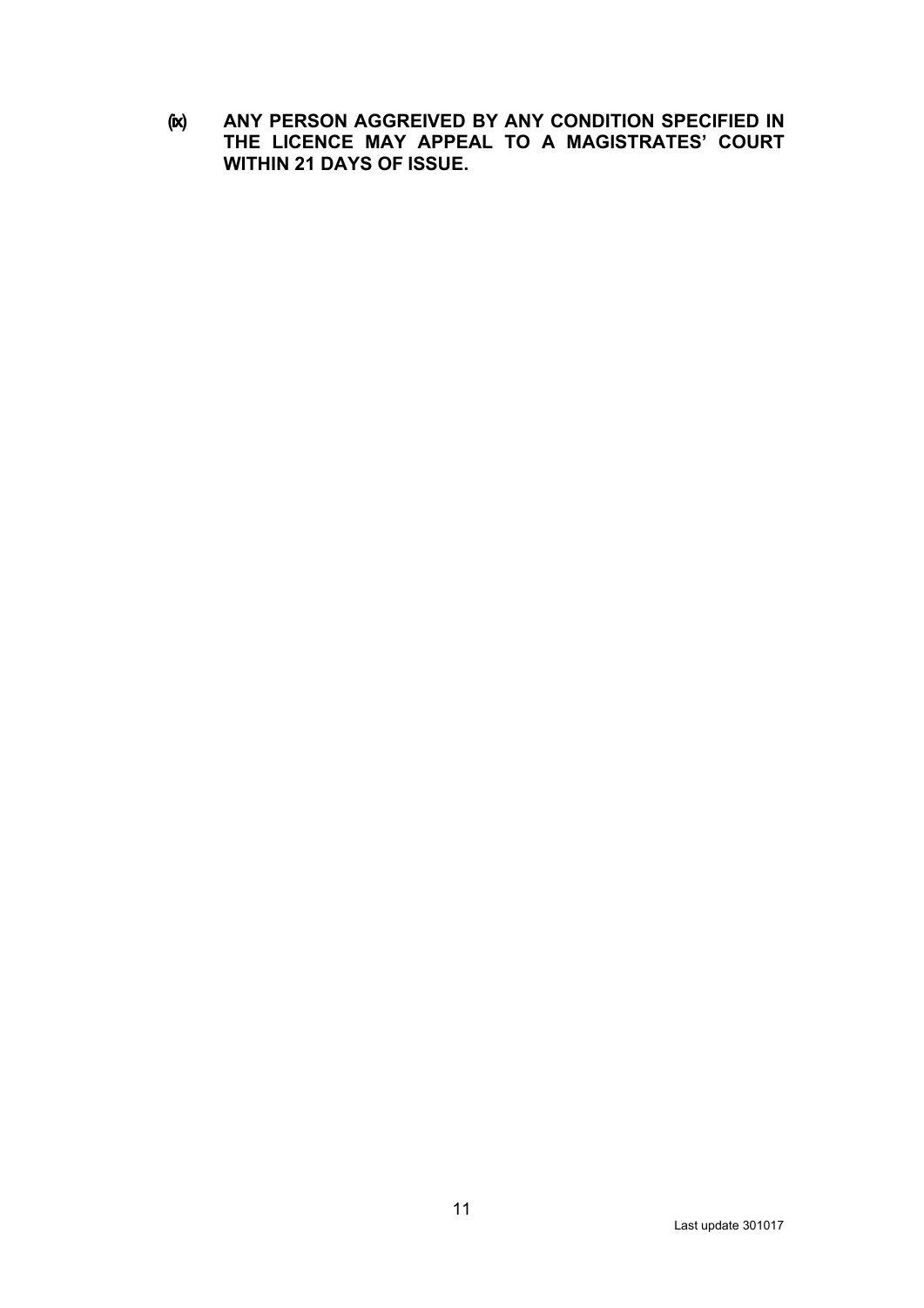**(ix) ANY PERSON AGGREIVED BY ANY CONDITION SPECIFIED IN THE LICENCE MAY APPEAL TO A MAGISTRATES' COURT WITHIN 21 DAYS OF ISSUE.**

Last update 301017